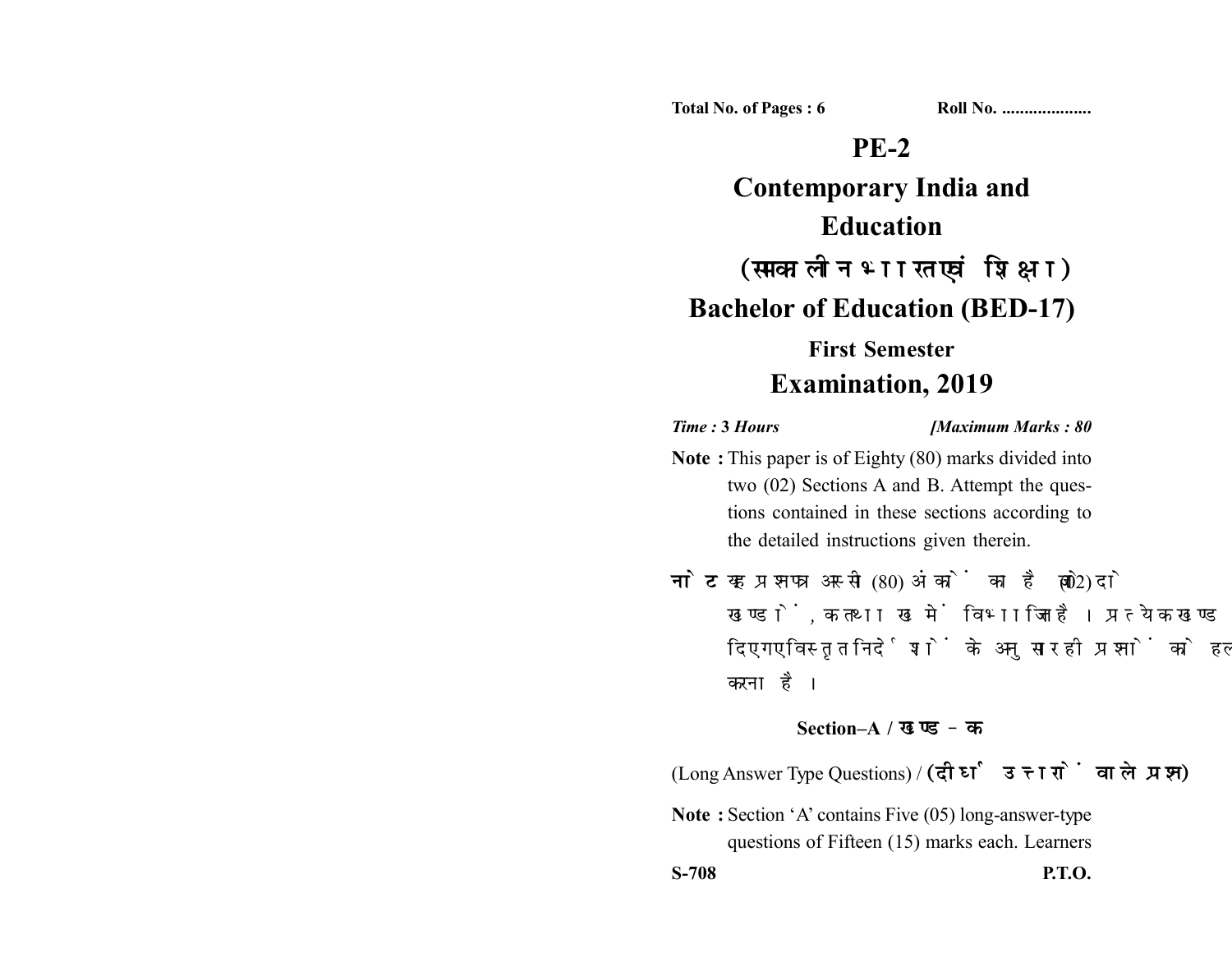Total No. of Pages : 6 Roll No. ...................

# PE-2

# Contemporary India and Education

## (समकालीन भारत एवं शिक्षा)

## Bachelor of Education (BED-17)

### First Semester

### Examination, 2019

*Time :* **3 Hours** *[Maximum Marks : 80*

**Note :** This paper is of Eighty (80) marks divided into two (02) Sections A and B. Attempt the questions contained in these sections according to the detailed instructions given therein.

**नोट :** यह प्रश्नपत्र अस्सी (80) अंकों का है जो दो (02) खण्डों, क तथा ख में विभाजित है। प्रत्येक खण्ड में दिए गए विस्तृत निर्देशों के अनुसार ही प्रश्नों को हल करना है।

**Section–A / खण्ड–क**

(Long Answer Type Questions) / **(दीर्घ उत्तरों वाले प्रश्न)**

**Note :** Section 'A' contains Five (05) long-answer-type questions of Fifteen (15) marks each. Learners

**S-708** **P.T.O.**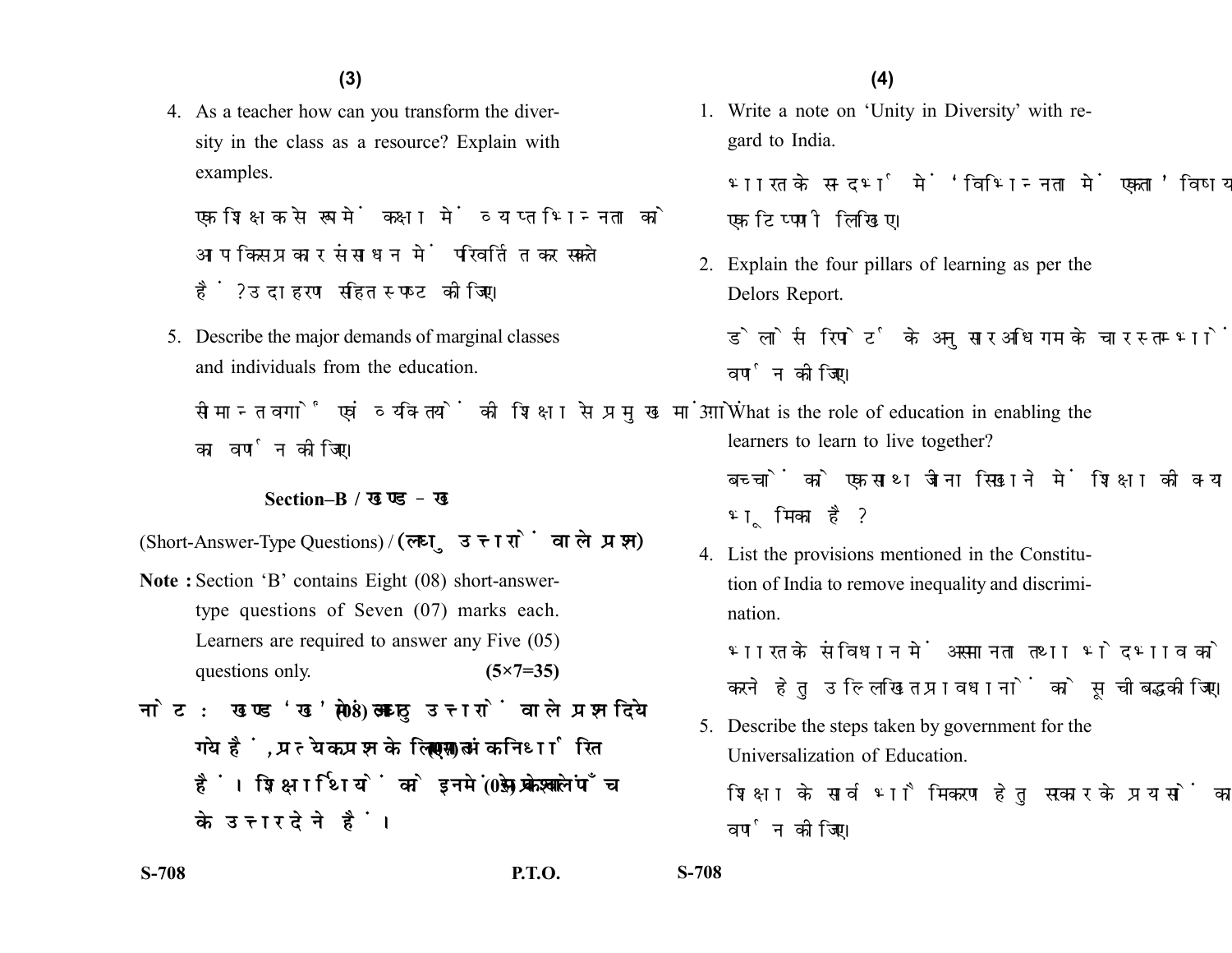4. As a teacher how can you transform the diversity in the class as a resource? Explain with examples.

   एक शिक्षक के रूप में कक्षा में व्याप्त भिन्नता को आप किस प्रकार संसाधन में परिवर्तित कर सकते हैं? उदाहरण सहित स्पष्ट कीजिए।

5. Describe the major demands of marginal classes and individuals from the education.

   सीमान्त वर्गों एवं व्यक्तियों की शिक्षा से प्रमुख माँगों का वर्णन कीजिए।

## Section–B / खण्ड – ख

(Short-Answer-Type Questions) / **(लघु उत्तरों वाले प्रश्न)**

**Note :** Section 'B' contains Eight (08) short-answer-type questions of Seven (07) marks each. Learners are required to answer any Five (05) questions only. **(5×7=35)**

**नोट :** खण्ड 'ख' में आठ (08) लघु उत्तरों वाले प्रश्न दिये गये हैं, प्रत्येक प्रश्न के लिए सात (07) अंक निर्धारित हैं। शिक्षार्थियों को इनमें से केवल पाँच (05) प्रश्नों के उत्तर देने हैं।

1. Write a note on 'Unity in Diversity' with regard to India.

   भारत के सन्दर्भ में 'विभिन्नता में एकता' विषय पर एक टिप्पणी लिखिए।

2. Explain the four pillars of learning as per the Delors Report.

   डेलोर्स रिपोर्ट के अनुसार अधिगम के चार स्तम्भों का वर्णन कीजिए।

3. What is the role of education in enabling the learners to learn to live together?

   बच्चों को एक साथ जीना सिखाने में शिक्षा की क्या भूमिका है?

4. List the provisions mentioned in the Constitution of India to remove inequality and discrimination.

   भारत के संविधान में असमानता तथा भेदभाव को दूर करने हेतु उल्लिखित प्रावधानों को सूचीबद्ध कीजिए।

5. Describe the steps taken by government for the Universalization of Education.

   शिक्षा के सार्वभौमिकरण हेतु सरकार के प्रयासों का वर्णन कीजिए।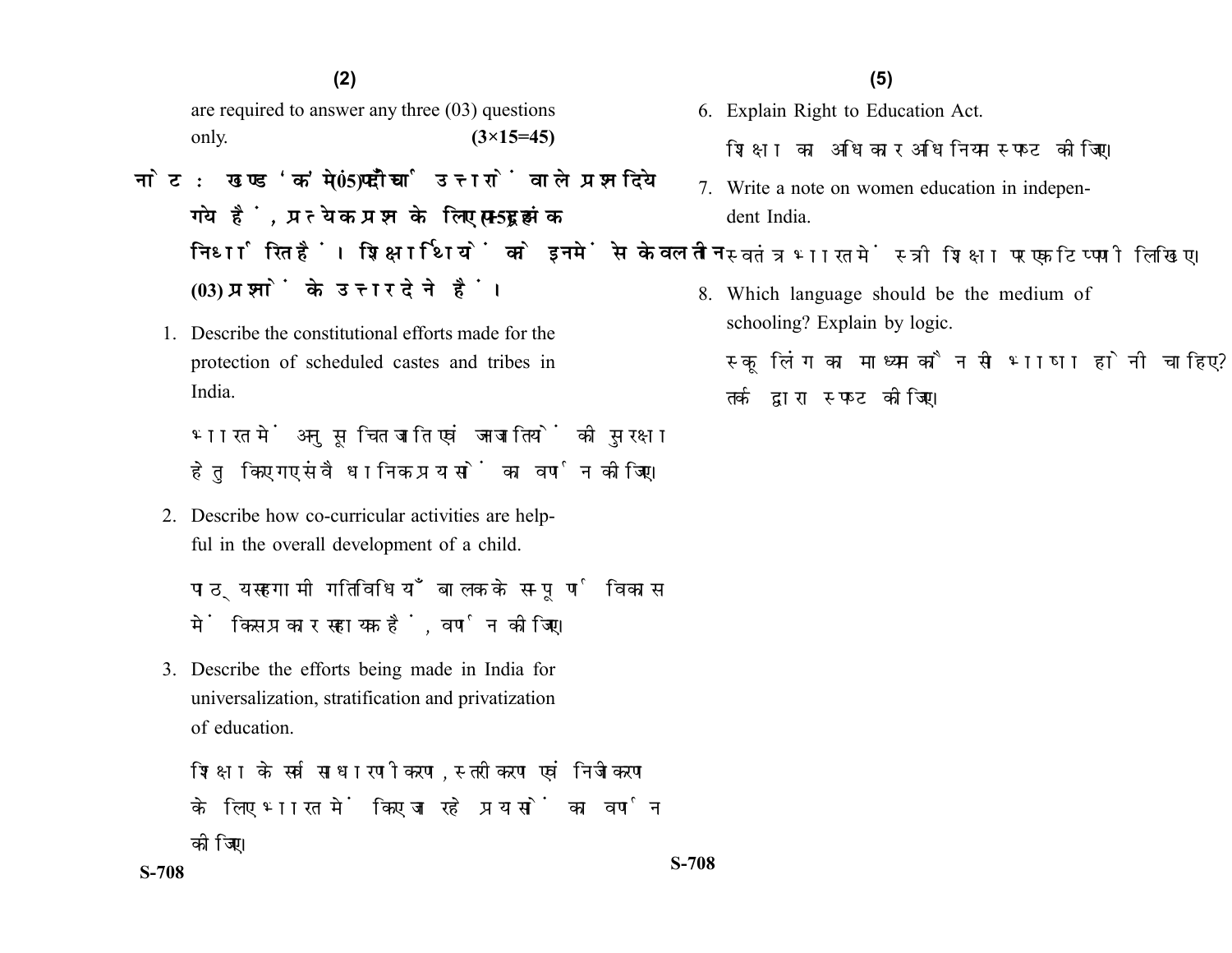are required to answer any three (03) questions only. **(3×15=45)**

**नोट : खण्ड 'क' में पाँच (05) दीर्घ उत्तरों वाले प्रश्न दिये गये हैं, प्रत्येक प्रश्न के लिए पन्द्रह (15) अंक निर्धारित हैं। शिक्षार्थियों को इनमें से केवल तीन (03) प्रश्नों के उत्तर देने हैं।**

1. Describe the constitutional efforts made for the protection of scheduled castes and tribes in India.

   भारत में अनुसूचित जाति एवं जनजातियों की सुरक्षा हेतु किए गए संवैधानिक प्रयासों का वर्णन कीजिए।

2. Describe how co-curricular activities are helpful in the overall development of a child.

   पाठ्यसहगामी गतिविधियाँ बालक के सम्पूर्ण विकास में किस प्रकार सहायक हैं, वर्णन कीजिए।

3. Describe the efforts being made in India for universalization, stratification and privatization of education.

   शिक्षा के सार्वसाधारणीकरण, स्तरीकरण एवं निजीकरण के लिए भारत में किए जा रहे प्रयासों का वर्णन कीजिए।

6. Explain Right to Education Act.

   शिक्षा का अधिकार अधिनियम स्पष्ट कीजिए।

7. Write a note on women education in independent India.

   स्वतंत्र भारत में स्त्री शिक्षा पर एक टिप्पणी लिखिए।

8. Which language should be the medium of schooling? Explain by logic.

   स्कूलिंग का माध्यम कौन सी भाषा होनी चाहिए? तर्क द्वारा स्पष्ट कीजिए।